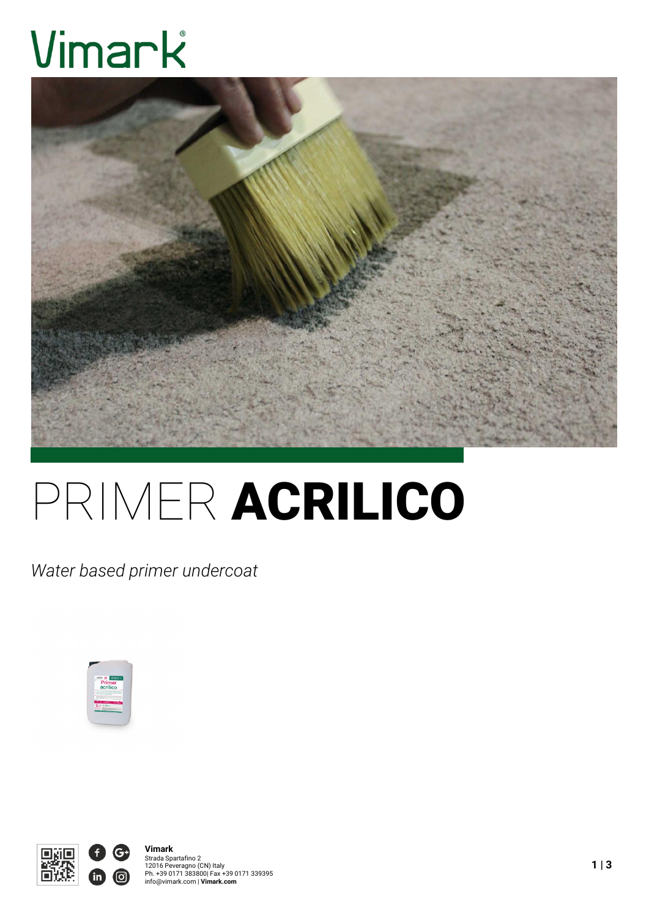# PRIMER **ACRILICO**

*Water based primer undercoat*

**Vimark**
Strada Spartafino 2
12016 Peveragno (CN) Italy
Ph. +39 0171 383800| Fax +39 0171 339395
info@vimark.com | **Vimark.com**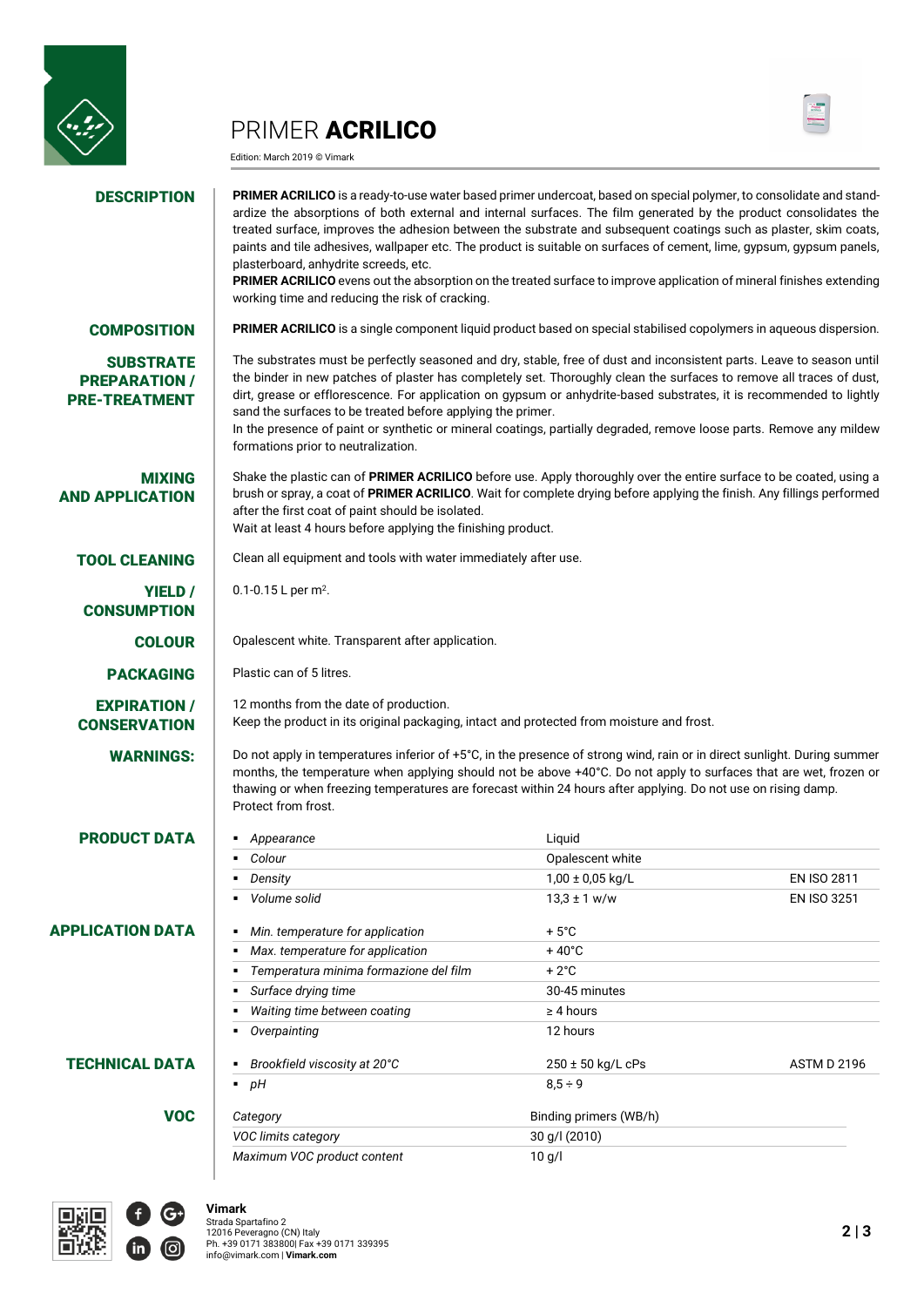# PRIMER **ACRILICO**

Edition: March 2019 © Vimark

## DESCRIPTION

**PRIMER ACRILICO** is a ready-to-use water based primer undercoat, based on special polymer, to consolidate and standardize the absorptions of both external and internal surfaces. The film generated by the product consolidates the treated surface, improves the adhesion between the substrate and subsequent coatings such as plaster, skim coats, paints and tile adhesives, wallpaper etc. The product is suitable on surfaces of cement, lime, gypsum, gypsum panels, plasterboard, anhydrite screeds, etc.

**PRIMER ACRILICO** evens out the absorption on the treated surface to improve application of mineral finishes extending working time and reducing the risk of cracking.

## COMPOSITION

**PRIMER ACRILICO** is a single component liquid product based on special stabilised copolymers in aqueous dispersion.

## SUBSTRATE PREPARATION / PRE-TREATMENT

The substrates must be perfectly seasoned and dry, stable, free of dust and inconsistent parts. Leave to season until the binder in new patches of plaster has completely set. Thoroughly clean the surfaces to remove all traces of dust, dirt, grease or efflorescence. For application on gypsum or anhydrite-based substrates, it is recommended to lightly sand the surfaces to be treated before applying the primer.

In the presence of paint or synthetic or mineral coatings, partially degraded, remove loose parts. Remove any mildew formations prior to neutralization.

## MIXING AND APPLICATION

Shake the plastic can of **PRIMER ACRILICO** before use. Apply thoroughly over the entire surface to be coated, using a brush or spray, a coat of **PRIMER ACRILICO**. Wait for complete drying before applying the finish. Any fillings performed after the first coat of paint should be isolated.

Wait at least 4 hours before applying the finishing product.

## TOOL CLEANING

Clean all equipment and tools with water immediately after use.

## YIELD / CONSUMPTION

0.1-0.15 L per m².

## COLOUR

Opalescent white. Transparent after application.

## PACKAGING

Plastic can of 5 litres.

## EXPIRATION / CONSERVATION

12 months from the date of production.

Keep the product in its original packaging, intact and protected from moisture and frost.

## WARNINGS:

Do not apply in temperatures inferior of +5°C, in the presence of strong wind, rain or in direct sunlight. During summer months, the temperature when applying should not be above +40°C. Do not apply to surfaces that are wet, frozen or thawing or when freezing temperatures are forecast within 24 hours after applying. Do not use on rising damp. Protect from frost.

## PRODUCT DATA

| | | |
|---|---|---|
| *Appearance* | Liquid | |
| *Colour* | Opalescent white | |
| *Density* | 1,00 ± 0,05 kg/L | EN ISO 2811 |
| *Volume solid* | 13,3 ± 1 w/w | EN ISO 3251 |

## APPLICATION DATA

| | |
|---|---|
| *Min. temperature for application* | + 5°C |
| *Max. temperature for application* | + 40°C |
| *Temperatura minima formazione del film* | + 2°C |
| *Surface drying time* | 30-45 minutes |
| *Waiting time between coating* | ≥ 4 hours |
| *Overpainting* | 12 hours |

## TECHNICAL DATA

| | | |
|---|---|---|
| *Brookfield viscosity at 20°C* | 250 ± 50 kg/L cPs | ASTM D 2196 |
| *pH* | 8,5 ÷ 9 | |

## VOC

| | |
|---|---|
| *Category* | Binding primers (WB/h) |
| *VOC limits category* | 30 g/l (2010) |
| *Maximum VOC product content* | 10 g/l |

**Vimark**
Strada Spartafino 2
12016 Peveragno (CN) Italy
Ph. +39 0171 383800| Fax +39 0171 339395
info@vimark.com | **Vimark.com**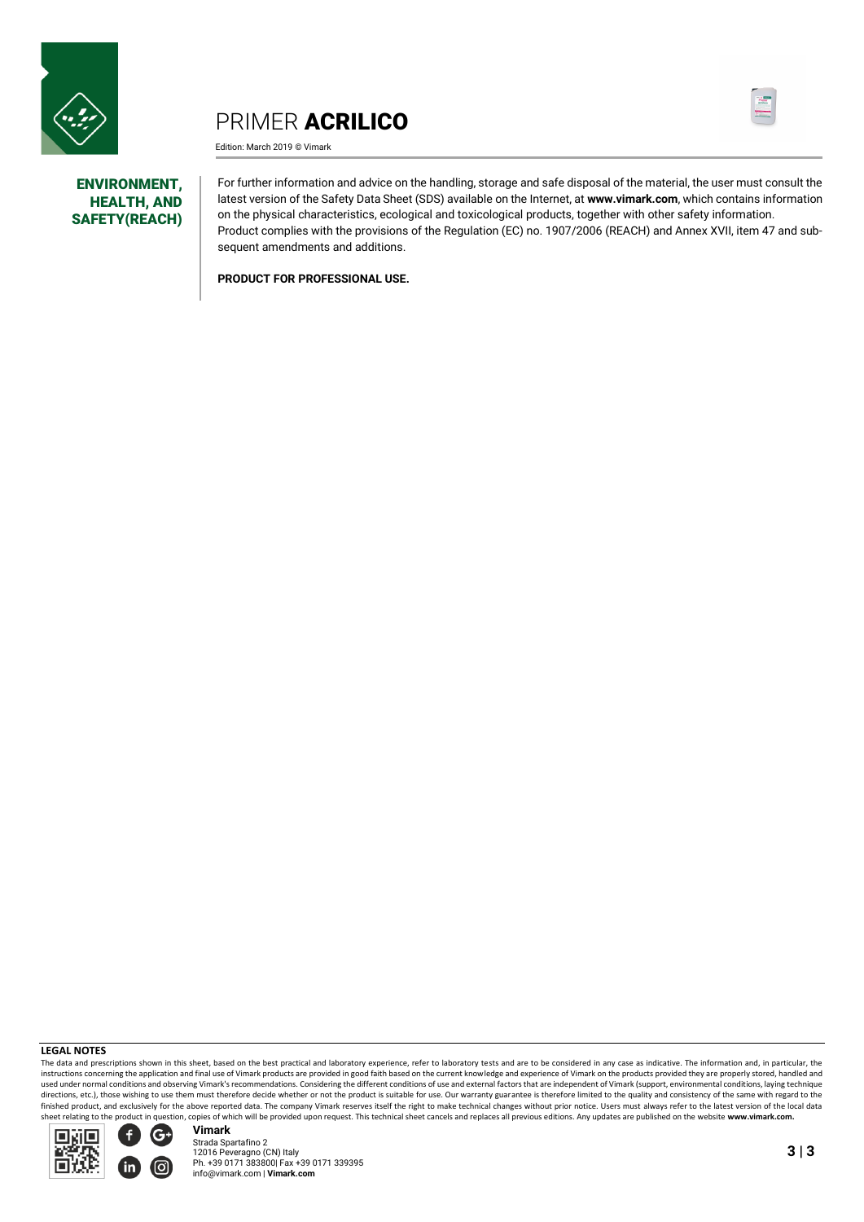# PRIMER ACRILICO

Edition: March 2019 © Vimark

## ENVIRONMENT, HEALTH, AND SAFETY(REACH)

For further information and advice on the handling, storage and safe disposal of the material, the user must consult the latest version of the Safety Data Sheet (SDS) available on the Internet, at **www.vimark.com**, which contains information on the physical characteristics, ecological and toxicological products, together with other safety information.
Product complies with the provisions of the Regulation (EC) no. 1907/2006 (REACH) and Annex XVII, item 47 and subsequent amendments and additions.

**PRODUCT FOR PROFESSIONAL USE.**

**LEGAL NOTES**

The data and prescriptions shown in this sheet, based on the best practical and laboratory experience, refer to laboratory tests and are to be considered in any case as indicative. The information and, in particular, the instructions concerning the application and final use of Vimark products are provided in good faith based on the current knowledge and experience of Vimark on the products provided they are properly stored, handled and used under normal conditions and observing Vimark's recommendations. Considering the different conditions of use and external factors that are independent of Vimark (support, environmental conditions, laying technique directions, etc.), those wishing to use them must therefore decide whether or not the product is suitable for use. Our warranty guarantee is therefore limited to the quality and consistency of the same with regard to the finished product, and exclusively for the above reported data. The company Vimark reserves itself the right to make technical changes without prior notice. Users must always refer to the latest version of the local data sheet relating to the product in question, copies of which will be provided upon request. This technical sheet cancels and replaces all previous editions. Any updates are published on the website **www.vimark.com.**

**Vimark**
Strada Spartafino 2
12016 Peveragno (CN) Italy
Ph. +39 0171 383800| Fax +39 0171 339395
info@vimark.com | **Vimark.com**